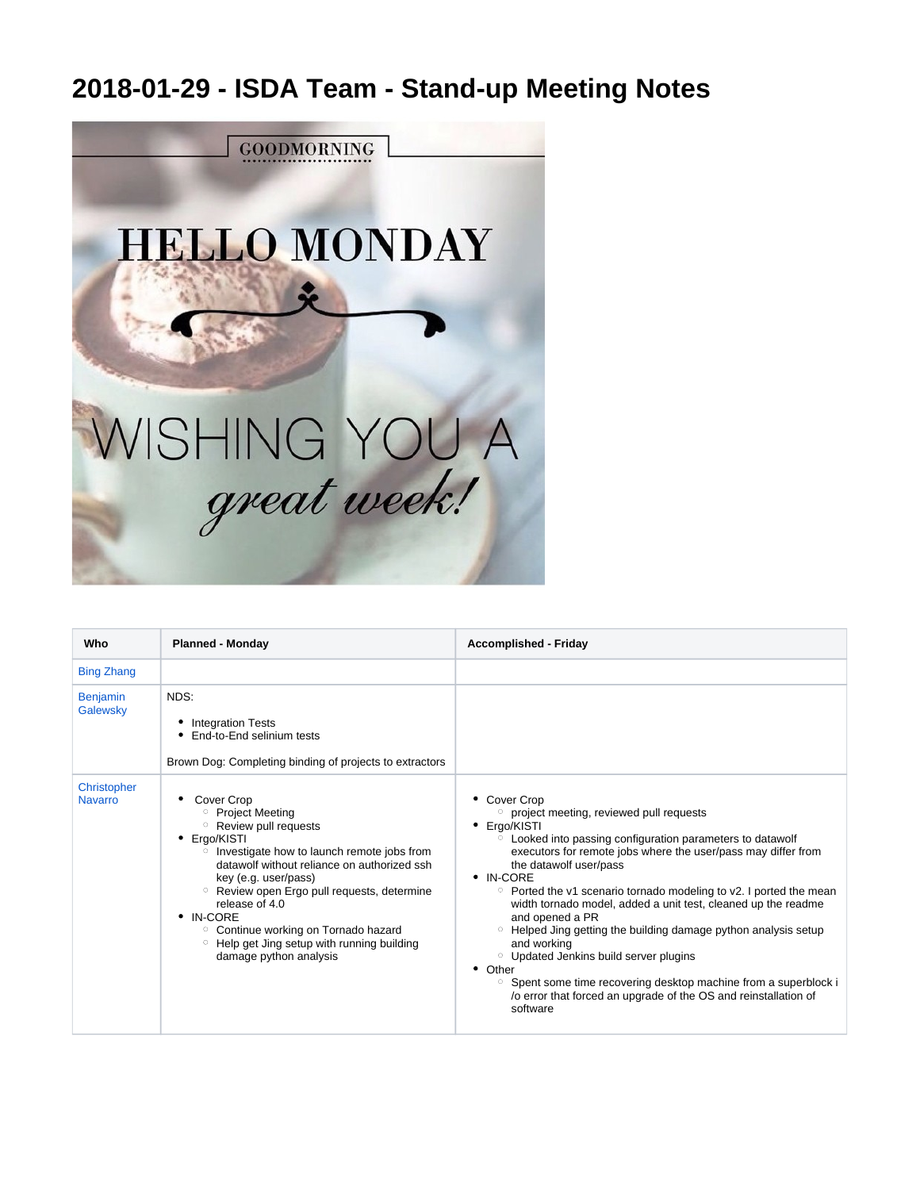# 2018-01-29 - ISDA Team - Stand-up Meeting Notes

| Who | Planned - Monday | Accomplished - Friday |
| --- | --- | --- |
| Bing Zhang | | |
| Benjamin Galewsky | NDS:<br>• Integration Tests<br>• End-to-End selinium tests<br><br>Brown Dog: Completing binding of projects to extractors | |
| Christopher Navarro | • Cover Crop<br>  ◦ Project Meeting<br>  ◦ Review pull requests<br>• Ergo/KISTI<br>  ◦ Investigate how to launch remote jobs from datawolf without reliance on authorized ssh key (e.g. user/pass)<br>  ◦ Review open Ergo pull requests, determine release of 4.0<br>• IN-CORE<br>  ◦ Continue working on Tornado hazard<br>  ◦ Help get Jing setup with running building damage python analysis | • Cover Crop<br>  ◦ project meeting, reviewed pull requests<br>• Ergo/KISTI<br>  ◦ Looked into passing configuration parameters to datawolf executors for remote jobs where the user/pass may differ from the datawolf user/pass<br>• IN-CORE<br>  ◦ Ported the v1 scenario tornado modeling to v2. I ported the mean width tornado model, added a unit test, cleaned up the readme and opened a PR<br>  ◦ Helped Jing getting the building damage python analysis setup and working<br>  ◦ Updated Jenkins build server plugins<br>• Other<br>  ◦ Spent some time recovering desktop machine from a superblock i/o error that forced an upgrade of the OS and reinstallation of software |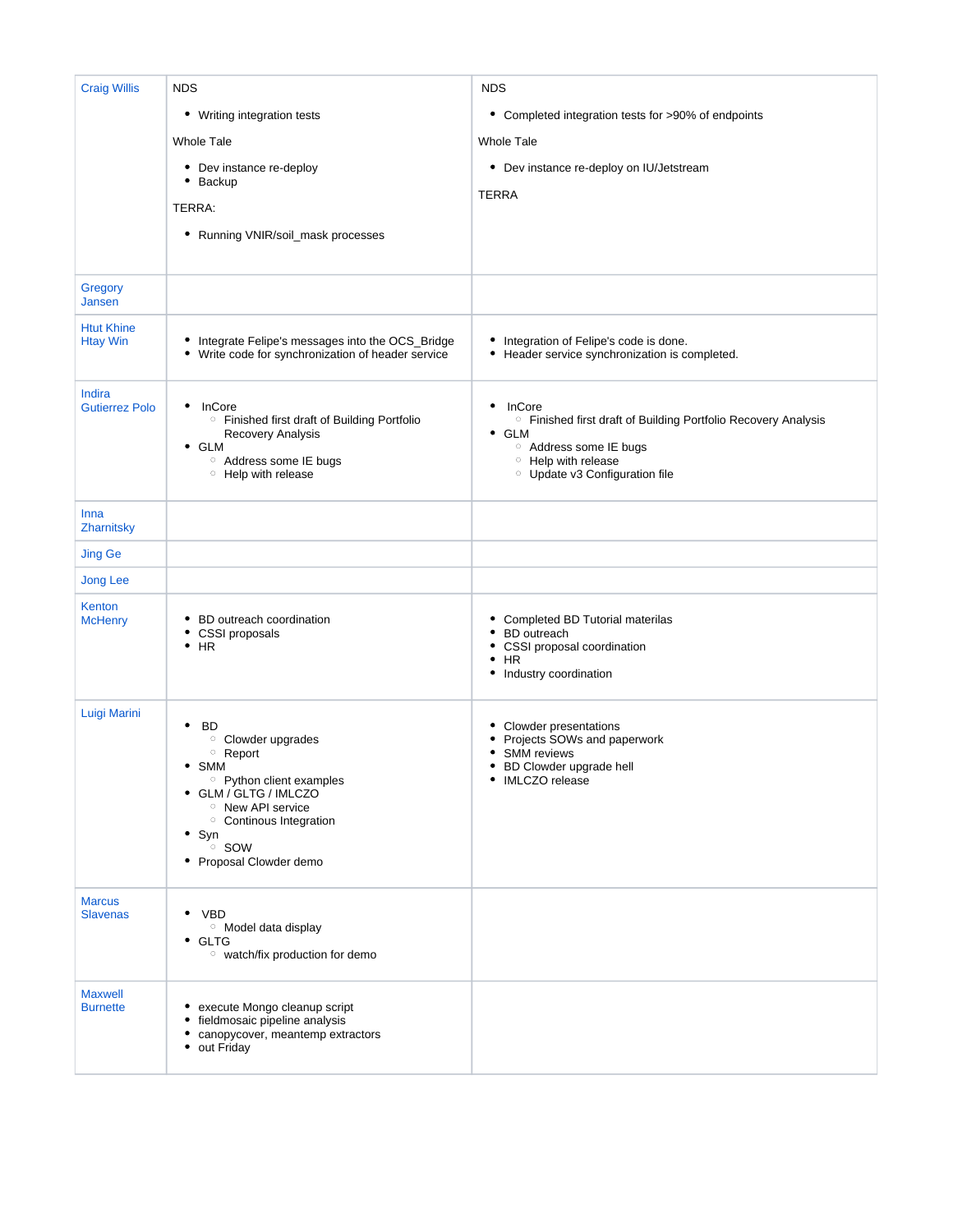| Craig Willis | NDS<br><br>• Writing integration tests<br><br>Whole Tale<br><br>• Dev instance re-deploy<br>• Backup<br><br>TERRA:<br><br>• Running VNIR/soil_mask processes | NDS<br><br>• Completed integration tests for >90% of endpoints<br><br>Whole Tale<br><br>• Dev instance re-deploy on IU/Jetstream<br><br>TERRA |
|---|---|---|
| Gregory Jansen | | |
| Htut Khine Htay Win | • Integrate Felipe's messages into the OCS_Bridge<br>• Write code for synchronization of header service | • Integration of Felipe's code is done.<br>• Header service synchronization is completed. |
| Indira Gutierrez Polo | • InCore<br>&nbsp;&nbsp;◦ Finished first draft of Building Portfolio Recovery Analysis<br>• GLM<br>&nbsp;&nbsp;◦ Address some IE bugs<br>&nbsp;&nbsp;◦ Help with release | • InCore<br>&nbsp;&nbsp;◦ Finished first draft of Building Portfolio Recovery Analysis<br>• GLM<br>&nbsp;&nbsp;◦ Address some IE bugs<br>&nbsp;&nbsp;◦ Help with release<br>&nbsp;&nbsp;◦ Update v3 Configuration file |
| Inna Zharnitsky | | |
| Jing Ge | | |
| Jong Lee | | |
| Kenton McHenry | • BD outreach coordination<br>• CSSI proposals<br>• HR | • Completed BD Tutorial materilas<br>• BD outreach<br>• CSSI proposal coordination<br>• HR<br>• Industry coordination |
| Luigi Marini | • BD<br>&nbsp;&nbsp;◦ Clowder upgrades<br>&nbsp;&nbsp;◦ Report<br>• SMM<br>&nbsp;&nbsp;◦ Python client examples<br>• GLM / GLTG / IMLCZO<br>&nbsp;&nbsp;◦ New API service<br>&nbsp;&nbsp;◦ Continous Integration<br>• Syn<br>&nbsp;&nbsp;◦ SOW<br>• Proposal Clowder demo | • Clowder presentations<br>• Projects SOWs and paperwork<br>• SMM reviews<br>• BD Clowder upgrade hell<br>• IMLCZO release |
| Marcus Slavenas | • VBD<br>&nbsp;&nbsp;◦ Model data display<br>• GLTG<br>&nbsp;&nbsp;◦ watch/fix production for demo | |
| Maxwell Burnette | • execute Mongo cleanup script<br>• fieldmosaic pipeline analysis<br>• canopycover, meantemp extractors<br>• out Friday | |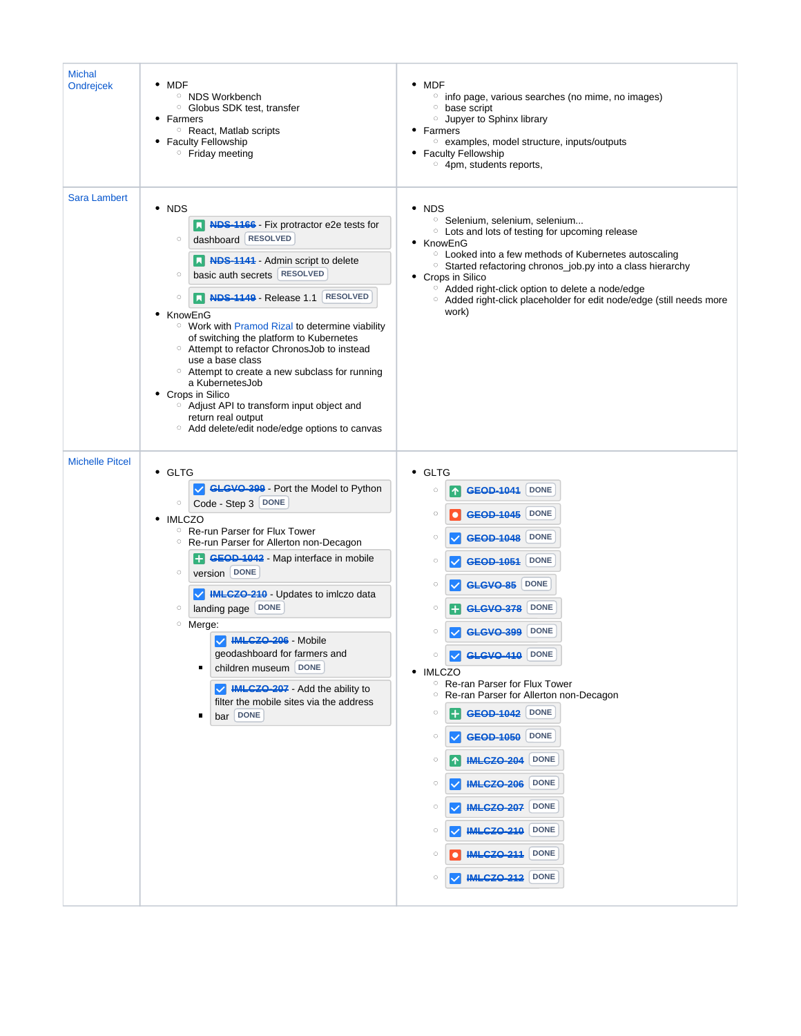| | | |
|---|---|---|
| Michal Ondrejcek | <ul><li>MDF<ul><li>NDS Workbench</li><li>Globus SDK test, transfer</li></ul></li><li>Farmers<ul><li>React, Matlab scripts</li></ul></li><li>Faculty Fellowship<ul><li>Friday meeting</li></ul></li></ul> | <ul><li>MDF<ul><li>info page, various searches (no mime, no images)</li><li>base script</li><li>Jupyer to Sphinx library</li></ul></li><li>Farmers<ul><li>examples, model structure, inputs/outputs</li></ul></li><li>Faculty Fellowship<ul><li>4pm, students reports,</li></ul></li></ul> |
| Sara Lambert | <ul><li>NDS<ul><li>~~NDS-1166~~ - Fix protractor e2e tests for dashboard RESOLVED</li><li>~~NDS-1141~~ - Admin script to delete basic auth secrets RESOLVED</li><li>~~NDS-1149~~ - Release 1.1 RESOLVED</li></ul></li><li>KnowEnG<ul><li>Work with Pramod Rizal to determine viability of switching the platform to Kubernetes</li><li>Attempt to refactor ChronosJob to instead use a base class</li><li>Attempt to create a new subclass for running a KubernetesJob</li></ul></li><li>Crops in Silico<ul><li>Adjust API to transform input object and return real output</li><li>Add delete/edit node/edge options to canvas</li></ul></li></ul> | <ul><li>NDS<ul><li>Selenium, selenium, selenium...</li><li>Lots and lots of testing for upcoming release</li></ul></li><li>KnowEnG<ul><li>Looked into a few methods of Kubernetes autoscaling</li><li>Started refactoring chronos_job.py into a class hierarchy</li></ul></li><li>Crops in Silico<ul><li>Added right-click option to delete a node/edge</li><li>Added right-click placeholder for edit node/edge (still needs more work)</li></ul></li></ul> |
| Michelle Pitcel | <ul><li>GLTG<ul><li>~~GLGVO-399~~ - Port the Model to Python Code - Step 3 DONE</li></ul></li><li>IMLCZO<ul><li>Re-run Parser for Flux Tower</li><li>Re-run Parser for Allerton non-Decagon</li><li>~~GEOD-1042~~ - Map interface in mobile version DONE</li><li>~~IMLCZO-210~~ - Updates to imlczo data landing page DONE</li><li>Merge:<ul><li>~~IMLCZO-206~~ - Mobile geodashboard for farmers and children museum DONE</li><li>~~IMLCZO-207~~ - Add the ability to filter the mobile sites via the address bar DONE</li></ul></li></ul></li></ul> | <ul><li>GLTG<ul><li>~~GEOD-1041~~ DONE</li><li>~~GEOD-1045~~ DONE</li><li>~~GEOD-1048~~ DONE</li><li>~~GEOD-1051~~ DONE</li><li>~~GLGVO-85~~ DONE</li><li>~~GLGVO-378~~ DONE</li><li>~~GLGVO-399~~ DONE</li><li>~~GLGVO-410~~ DONE</li></ul></li><li>IMLCZO<ul><li>Re-ran Parser for Flux Tower</li><li>Re-ran Parser for Allerton non-Decagon</li><li>~~GEOD-1042~~ DONE</li><li>~~GEOD-1050~~ DONE</li><li>~~IMLCZO-204~~ DONE</li><li>~~IMLCZO-206~~ DONE</li><li>~~IMLCZO-207~~ DONE</li><li>~~IMLCZO-210~~ DONE</li><li>~~IMLCZO-211~~ DONE</li><li>~~IMLCZO-212~~ DONE</li></ul></li></ul> |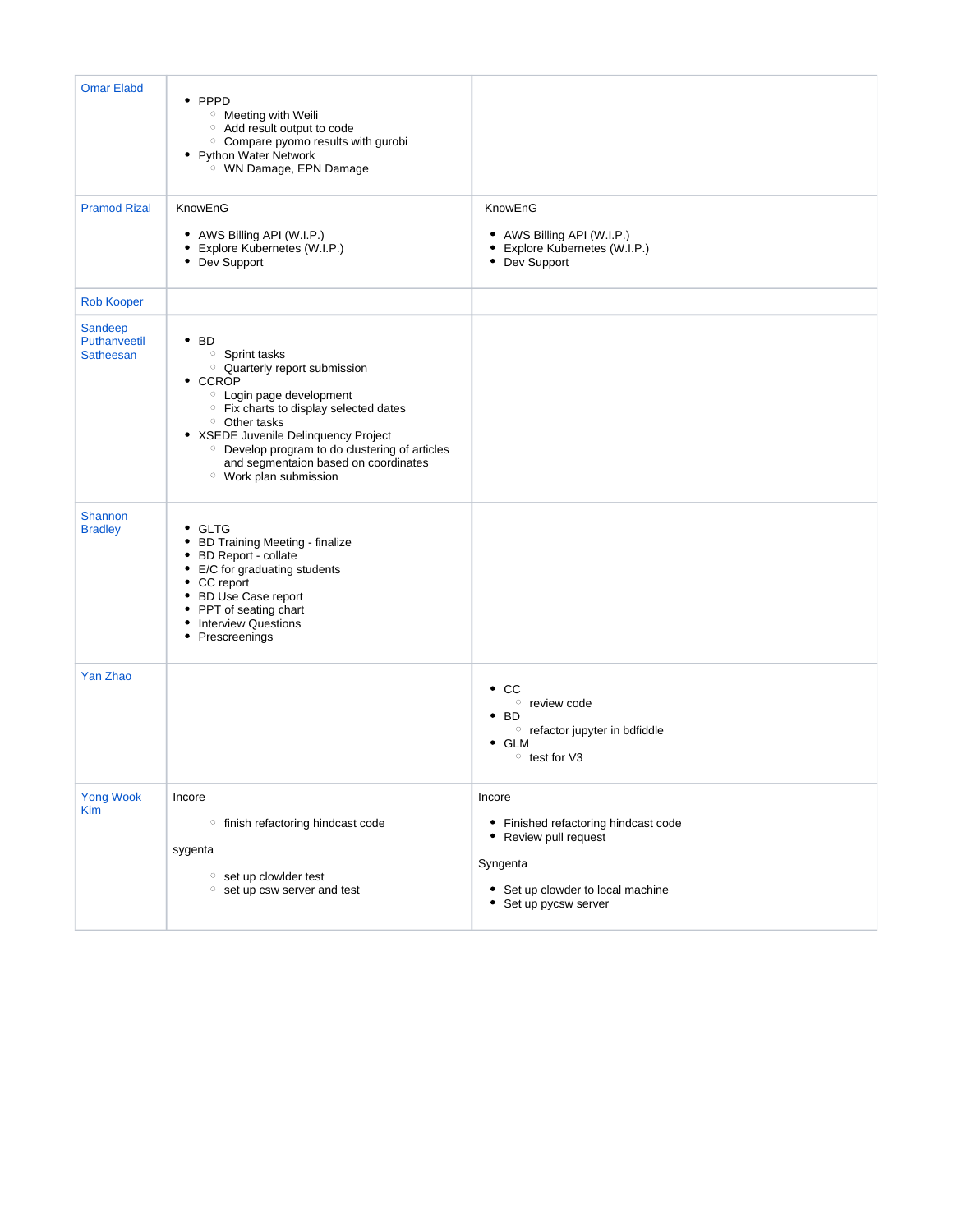| | | |
|---|---|---|
| Omar Elabd | <ul><li>PPPD<ul><li>Meeting with Weili</li><li>Add result output to code</li><li>Compare pyomo results with gurobi</li></ul></li><li>Python Water Network<ul><li>WN Damage, EPN Damage</li></ul></li></ul> | |
| Pramod Rizal | KnowEnG<ul><li>AWS Billing API (W.I.P.)</li><li>Explore Kubernetes (W.I.P.)</li><li>Dev Support</li></ul> | KnowEnG<ul><li>AWS Billing API (W.I.P.)</li><li>Explore Kubernetes (W.I.P.)</li><li>Dev Support</li></ul> |
| Rob Kooper | | |
| Sandeep Puthanveetil Satheesan | <ul><li>BD<ul><li>Sprint tasks</li><li>Quarterly report submission</li></ul></li><li>CCROP<ul><li>Login page development</li><li>Fix charts to display selected dates</li><li>Other tasks</li></ul></li><li>XSEDE Juvenile Delinquency Project<ul><li>Develop program to do clustering of articles and segmentaion based on coordinates</li><li>Work plan submission</li></ul></li></ul> | |
| Shannon Bradley | <ul><li>GLTG</li><li>BD Training Meeting - finalize</li><li>BD Report - collate</li><li>E/C for graduating students</li><li>CC report</li><li>BD Use Case report</li><li>PPT of seating chart</li><li>Interview Questions</li><li>Prescreenings</li></ul> | |
| Yan Zhao | | <ul><li>CC<ul><li>review code</li></ul></li><li>BD<ul><li>refactor jupyter in bdfiddle</li></ul></li><li>GLM<ul><li>test for V3</li></ul></li></ul> |
| Yong Wook Kim | Incore<ul><li>finish refactoring hindcast code</li></ul>sygenta<ul><li>set up clowlder test</li><li>set up csw server and test</li></ul> | Incore<ul><li>Finished refactoring hindcast code</li><li>Review pull request</li></ul>Syngenta<ul><li>Set up clowder to local machine</li><li>Set up pycsw server</li></ul> |